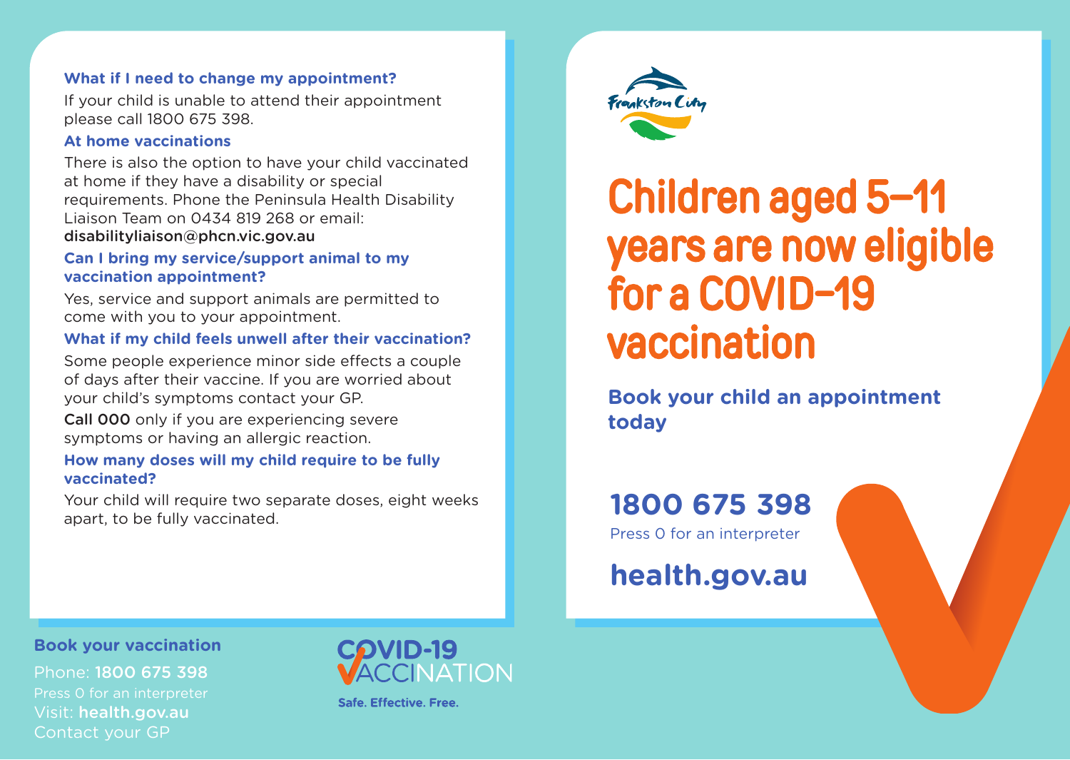### What if I need to change my appointment?

If your child is unable to attend their appointment please call 1800 675 398.

### At home vaccinations

There is also the option to have your child vaccinated at home if they have a disability or special requirements. Phone the Peninsula Health Disability Liaison Team on 0434 819 268 or email: disabilityliaison@phcn.vic.gov.au

### Can I bring my service/support animal to my vaccination appointment?

Yes, service and support animals are permitted to come with you to your appointment.

### What if my child feels unwell after their vaccination?

Some people experience minor side effects a couple of days after their vaccine. If you are worried about your child's symptoms contact your GP.

**Call 000** only if you are experiencing severe symptoms or having an allergic reaction.

### How many doses will my child require to be fully vaccinated?

Your child will require two separate doses, eight weeks apart, to be fully vaccinated.

**Book your vaccination**

Phone: **1800 675 398**
Press 0 for an interpreter
Visit: **health.gov.au**
Contact your GP

COVID-19 VACCINATION

**Safe. Effective. Free.**

Frankston City

# Children aged 5–11 years are now eligible for a COVID-19 vaccination

**Book your child an appointment today**

## 1800 675 398

Press 0 for an interpreter

## health.gov.au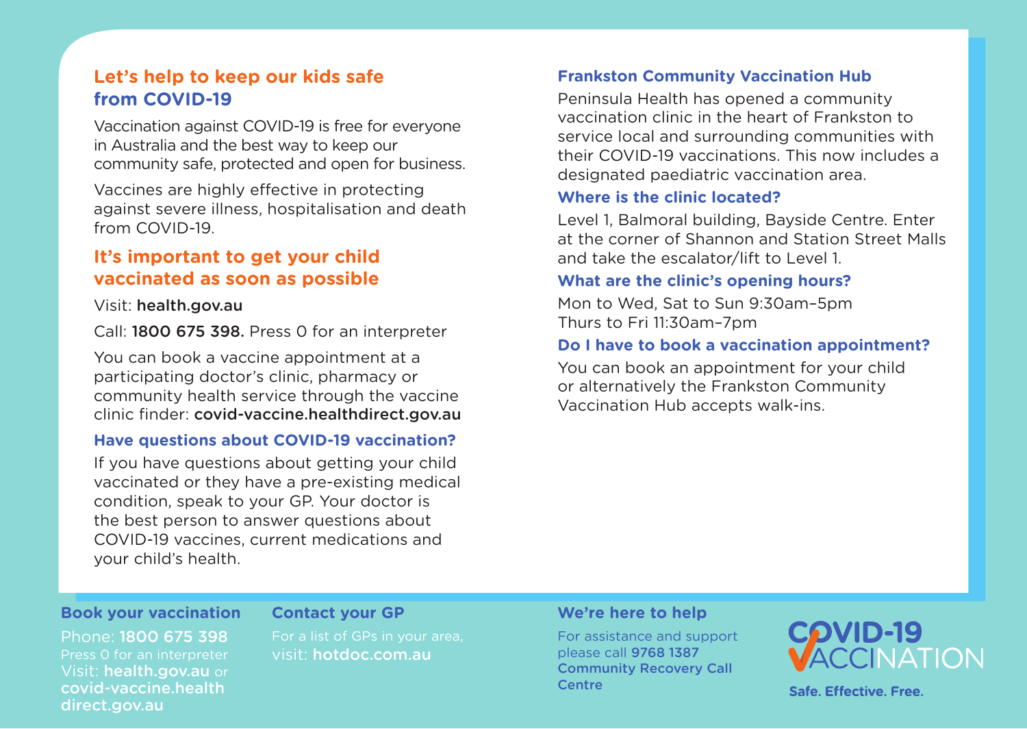## Let's help to keep our kids safe from COVID-19

Vaccination against COVID-19 is free for everyone in Australia and the best way to keep our community safe, protected and open for business.

Vaccines are highly effective in protecting against severe illness, hospitalisation and death from COVID-19.

## It's important to get your child vaccinated as soon as possible

Visit: **health.gov.au**

Call: **1800 675 398.** Press 0 for an interpreter

You can book a vaccine appointment at a participating doctor's clinic, pharmacy or community health service through the vaccine clinic finder: **covid-vaccine.healthdirect.gov.au**

### Have questions about COVID-19 vaccination?

If you have questions about getting your child vaccinated or they have a pre-existing medical condition, speak to your GP. Your doctor is the best person to answer questions about COVID-19 vaccines, current medications and your child's health.

## Frankston Community Vaccination Hub

Peninsula Health has opened a community vaccination clinic in the heart of Frankston to service local and surrounding communities with their COVID-19 vaccinations. This now includes a designated paediatric vaccination area.

### Where is the clinic located?

Level 1, Balmoral building, Bayside Centre. Enter at the corner of Shannon and Station Street Malls and take the escalator/lift to Level 1.

### What are the clinic's opening hours?

Mon to Wed, Sat to Sun 9:30am–5pm
Thurs to Fri 11:30am–7pm

### Do I have to book a vaccination appointment?

You can book an appointment for your child or alternatively the Frankston Community Vaccination Hub accepts walk-ins.

### Book your vaccination

Phone: **1800 675 398**
Press 0 for an interpreter
Visit: **health.gov.au** or **covid-vaccine.healthdirect.gov.au**

### Contact your GP

For a list of GPs in your area, visit: **hotdoc.com.au**

### We're here to help

For assistance and support please call **9768 1387** **Community Recovery Call Centre**

**COVID-19 VACCINATION**

**Safe. Effective. Free.**